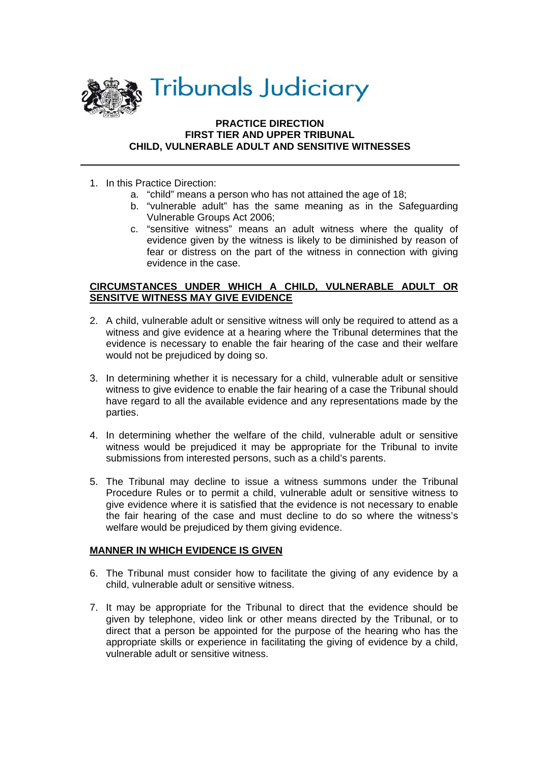Tribunals Judiciary

**PRACTICE DIRECTION**
**FIRST TIER AND UPPER TRIBUNAL**
**CHILD, VULNERABLE ADULT AND SENSITIVE WITNESSES**

---

1. In this Practice Direction:
    a. "child" means a person who has not attained the age of 18;
    b. "vulnerable adult" has the same meaning as in the Safeguarding Vulnerable Groups Act 2006;
    c. "sensitive witness" means an adult witness where the quality of evidence given by the witness is likely to be diminished by reason of fear or distress on the part of the witness in connection with giving evidence in the case.

## CIRCUMSTANCES UNDER WHICH A CHILD, VULNERABLE ADULT OR SENSITVE WITNESS MAY GIVE EVIDENCE

2. A child, vulnerable adult or sensitive witness will only be required to attend as a witness and give evidence at a hearing where the Tribunal determines that the evidence is necessary to enable the fair hearing of the case and their welfare would not be prejudiced by doing so.

3. In determining whether it is necessary for a child, vulnerable adult or sensitive witness to give evidence to enable the fair hearing of a case the Tribunal should have regard to all the available evidence and any representations made by the parties.

4. In determining whether the welfare of the child, vulnerable adult or sensitive witness would be prejudiced it may be appropriate for the Tribunal to invite submissions from interested persons, such as a child's parents.

5. The Tribunal may decline to issue a witness summons under the Tribunal Procedure Rules or to permit a child, vulnerable adult or sensitive witness to give evidence where it is satisfied that the evidence is not necessary to enable the fair hearing of the case and must decline to do so where the witness's welfare would be prejudiced by them giving evidence.

## MANNER IN WHICH EVIDENCE IS GIVEN

6. The Tribunal must consider how to facilitate the giving of any evidence by a child, vulnerable adult or sensitive witness.

7. It may be appropriate for the Tribunal to direct that the evidence should be given by telephone, video link or other means directed by the Tribunal, or to direct that a person be appointed for the purpose of the hearing who has the appropriate skills or experience in facilitating the giving of evidence by a child, vulnerable adult or sensitive witness.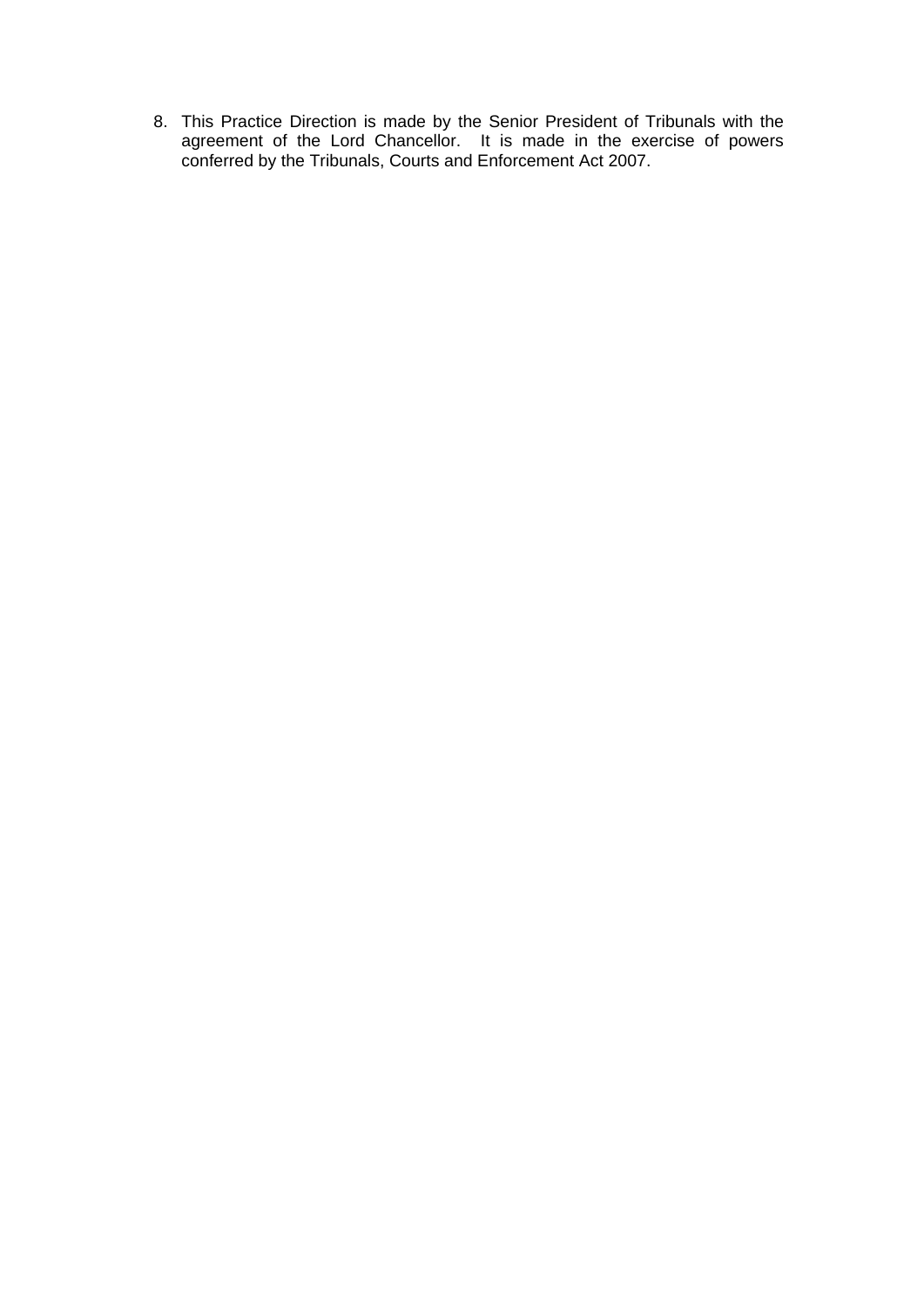8. This Practice Direction is made by the Senior President of Tribunals with the agreement of the Lord Chancellor. It is made in the exercise of powers conferred by the Tribunals, Courts and Enforcement Act 2007.